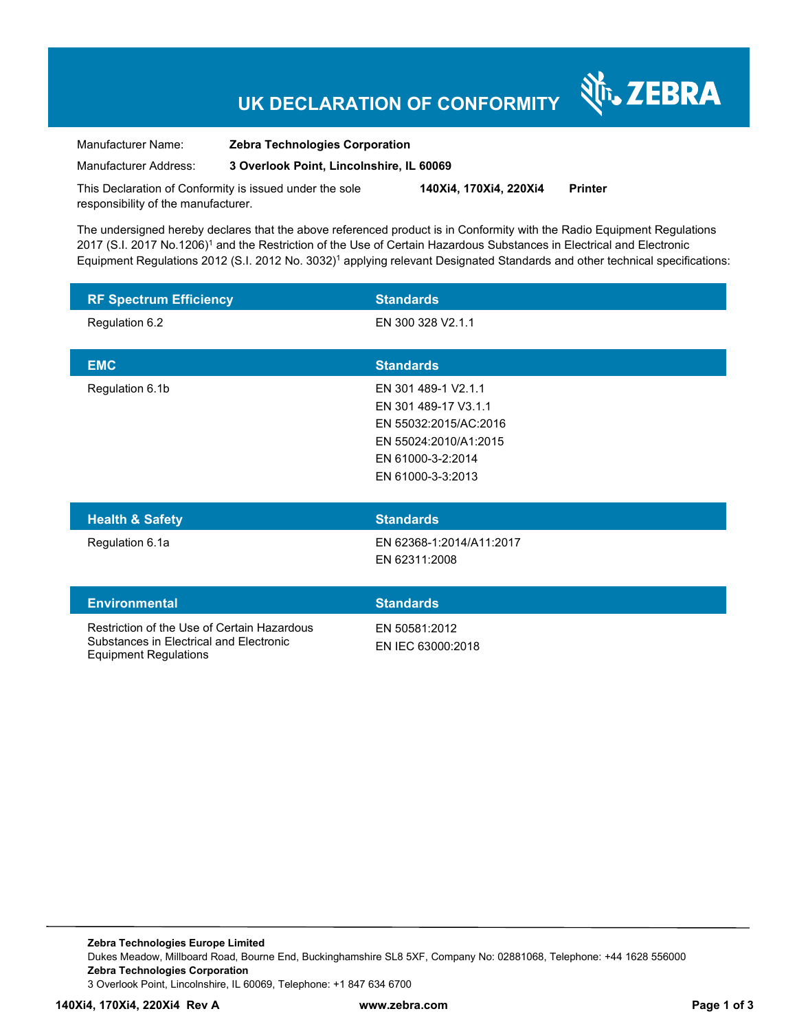# UK DECLARATION OF CONFORMITY

ZEBRA

| | |
|---|---|
| Manufacturer Name: | **Zebra Technologies Corporation** |
| Manufacturer Address: | **3 Overlook Point, Lincolnshire, IL 60069** |

This Declaration of Conformity is issued under the sole responsibility of the manufacturer. **140Xi4, 170Xi4, 220Xi4 Printer**

The undersigned hereby declares that the above referenced product is in Conformity with the Radio Equipment Regulations 2017 (S.I. 2017 No.1206)[1] and the Restriction of the Use of Certain Hazardous Substances in Electrical and Electronic Equipment Regulations 2012 (S.I. 2012 No. 3032)[1] applying relevant Designated Standards and other technical specifications:

| RF Spectrum Efficiency | Standards |
|---|---|
| Regulation 6.2 | EN 300 328 V2.1.1 |

| EMC | Standards |
|---|---|
| Regulation 6.1b | EN 301 489-1 V2.1.1<br>EN 301 489-17 V3.1.1<br>EN 55032:2015/AC:2016<br>EN 55024:2010/A1:2015<br>EN 61000-3-2:2014<br>EN 61000-3-3:2013 |

| Health & Safety | Standards |
|---|---|
| Regulation 6.1a | EN 62368-1:2014/A11:2017<br>EN 62311:2008 |

| Environmental | Standards |
|---|---|
| Restriction of the Use of Certain Hazardous Substances in Electrical and Electronic Equipment Regulations | EN 50581:2012<br>EN IEC 63000:2018 |

**Zebra Technologies Europe Limited**
Dukes Meadow, Millboard Road, Bourne End, Buckinghamshire SL8 5XF, Company No: 02881068, Telephone: +44 1628 556000
**Zebra Technologies Corporation**
3 Overlook Point, Lincolnshire, IL 60069, Telephone: +1 847 634 6700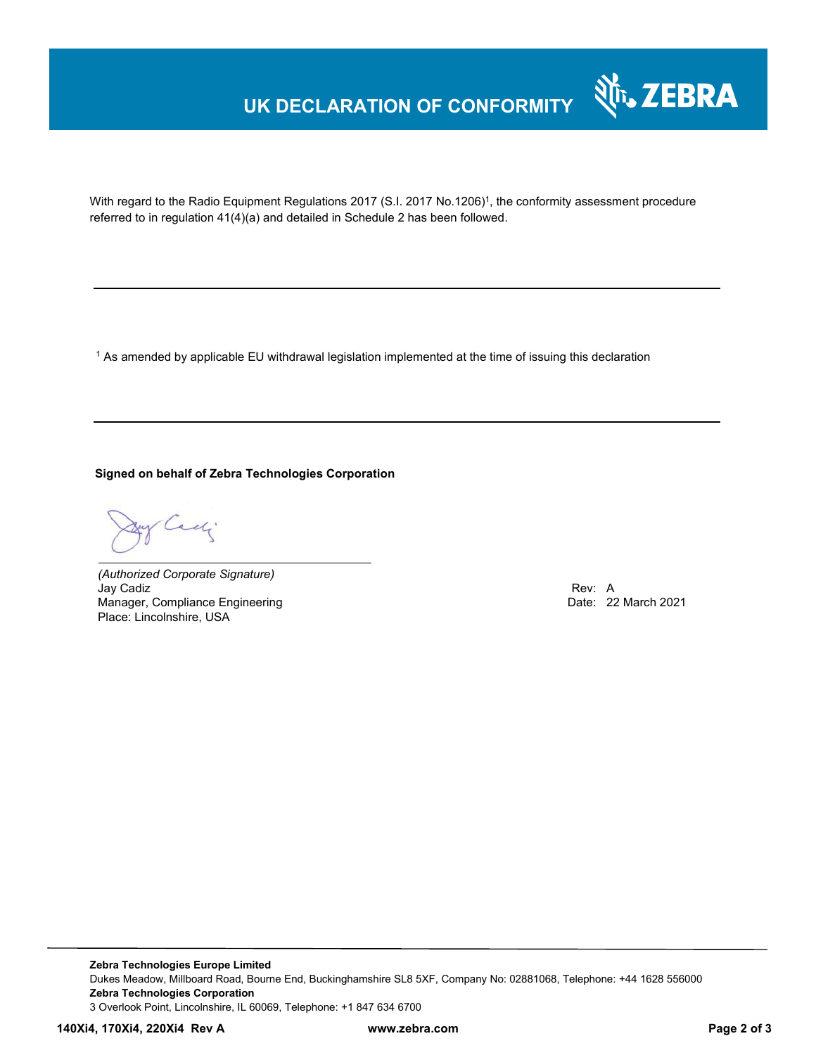# UK DECLARATION OF CONFORMITY

With regard to the Radio Equipment Regulations 2017 (S.I. 2017 No.1206)[1], the conformity assessment procedure referred to in regulation 41(4)(a) and detailed in Schedule 2 has been followed.

---

[1] As amended by applicable EU withdrawal legislation implemented at the time of issuing this declaration

---

**Signed on behalf of Zebra Technologies Corporation**

*(Authorized Corporate Signature)*
Jay Cadiz
Manager, Compliance Engineering
Place: Lincolnshire, USA

Rev: A
Date: 22 March 2021

**Zebra Technologies Europe Limited**
Dukes Meadow, Millboard Road, Bourne End, Buckinghamshire SL8 5XF, Company No: 02881068, Telephone: +44 1628 556000
**Zebra Technologies Corporation**
3 Overlook Point, Lincolnshire, IL 60069, Telephone: +1 847 634 6700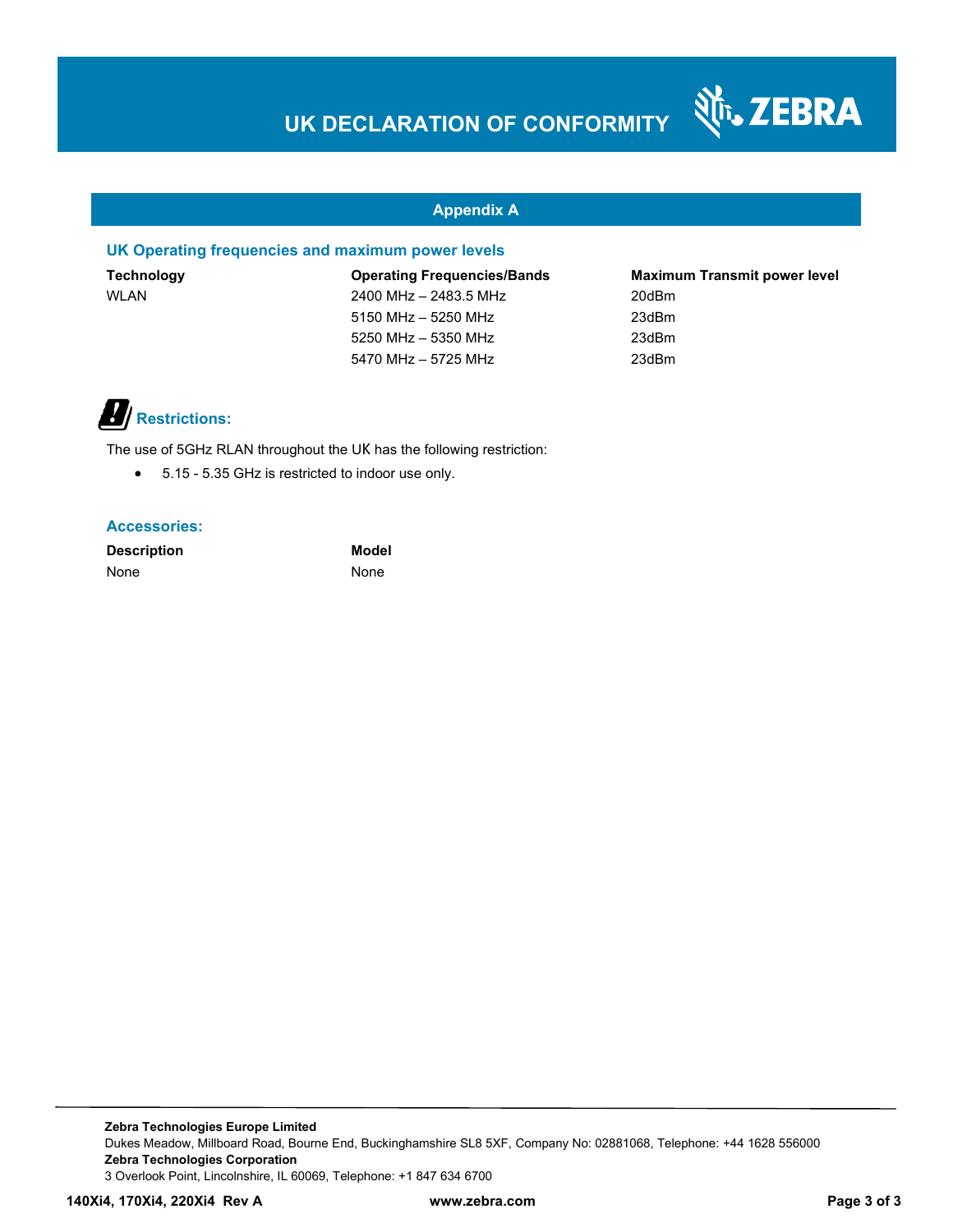# UK DECLARATION OF CONFORMITY

## Appendix A

### UK Operating frequencies and maximum power levels

| Technology | Operating Frequencies/Bands | Maximum Transmit power level |
|---|---|---|
| WLAN | 2400 MHz – 2483.5 MHz | 20dBm |
| | 5150 MHz – 5250 MHz | 23dBm |
| | 5250 MHz – 5350 MHz | 23dBm |
| | 5470 MHz – 5725 MHz | 23dBm |

### Restrictions:

The use of 5GHz RLAN throughout the UK has the following restriction:

- 5.15 - 5.35 GHz is restricted to indoor use only.

### Accessories:

| Description | Model |
|---|---|
| None | None |

**Zebra Technologies Europe Limited**
Dukes Meadow, Millboard Road, Bourne End, Buckinghamshire SL8 5XF, Company No: 02881068, Telephone: +44 1628 556000
**Zebra Technologies Corporation**
3 Overlook Point, Lincolnshire, IL 60069, Telephone: +1 847 634 6700